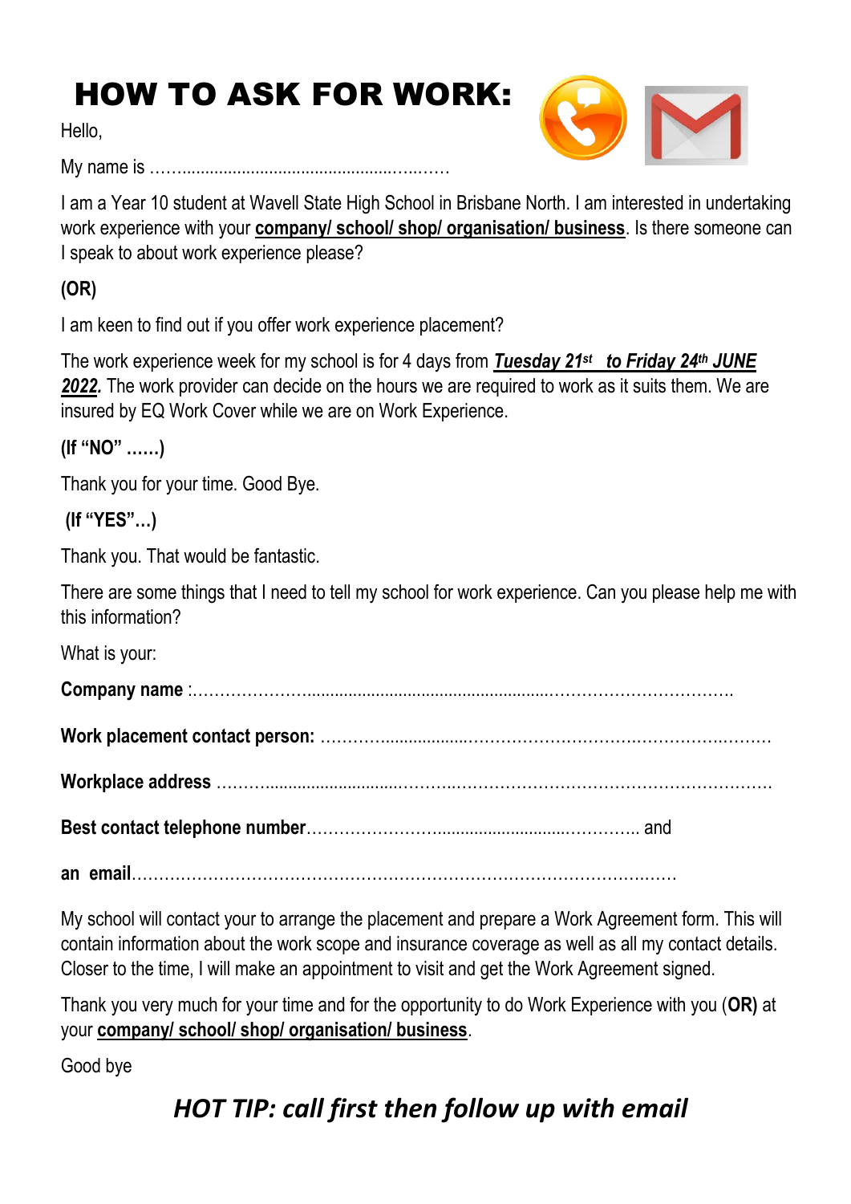# HOW TO ASK FOR WORK:

Hello,

My name is ……..........................................…..……

I am a Year 10 student at Wavell State High School in Brisbane North. I am interested in undertaking work experience with your **company/ school/ shop/ organisation/ business**. Is there someone can I speak to about work experience please?

**(OR)**

I am keen to find out if you offer work experience placement?

The work experience week for my school is for 4 days from ***Tuesday 21st to Friday 24th JUNE 2022.*** The work provider can decide on the hours we are required to work as it suits them. We are insured by EQ Work Cover while we are on Work Experience.

**(If "NO" ……)**

Thank you for your time. Good Bye.

**(If "YES"…)**

Thank you. That would be fantastic.

There are some things that I need to tell my school for work experience. Can you please help me with this information?

What is your:

**Company name** :…………………..........................................................…………………………….

**Work placement contact person:** …………...................………………………………………..……….

**Workplace address** ……….............................………..………………………………………………….

**Best contact telephone number**……………………..........................…………. and

**an email**…………………………………………………………………………………….……

My school will contact your to arrange the placement and prepare a Work Agreement form. This will contain information about the work scope and insurance coverage as well as all my contact details. Closer to the time, I will make an appointment to visit and get the Work Agreement signed.

Thank you very much for your time and for the opportunity to do Work Experience with you (**OR)** at your **company/ school/ shop/ organisation/ business**.

Good bye

***HOT TIP: call first then follow up with email***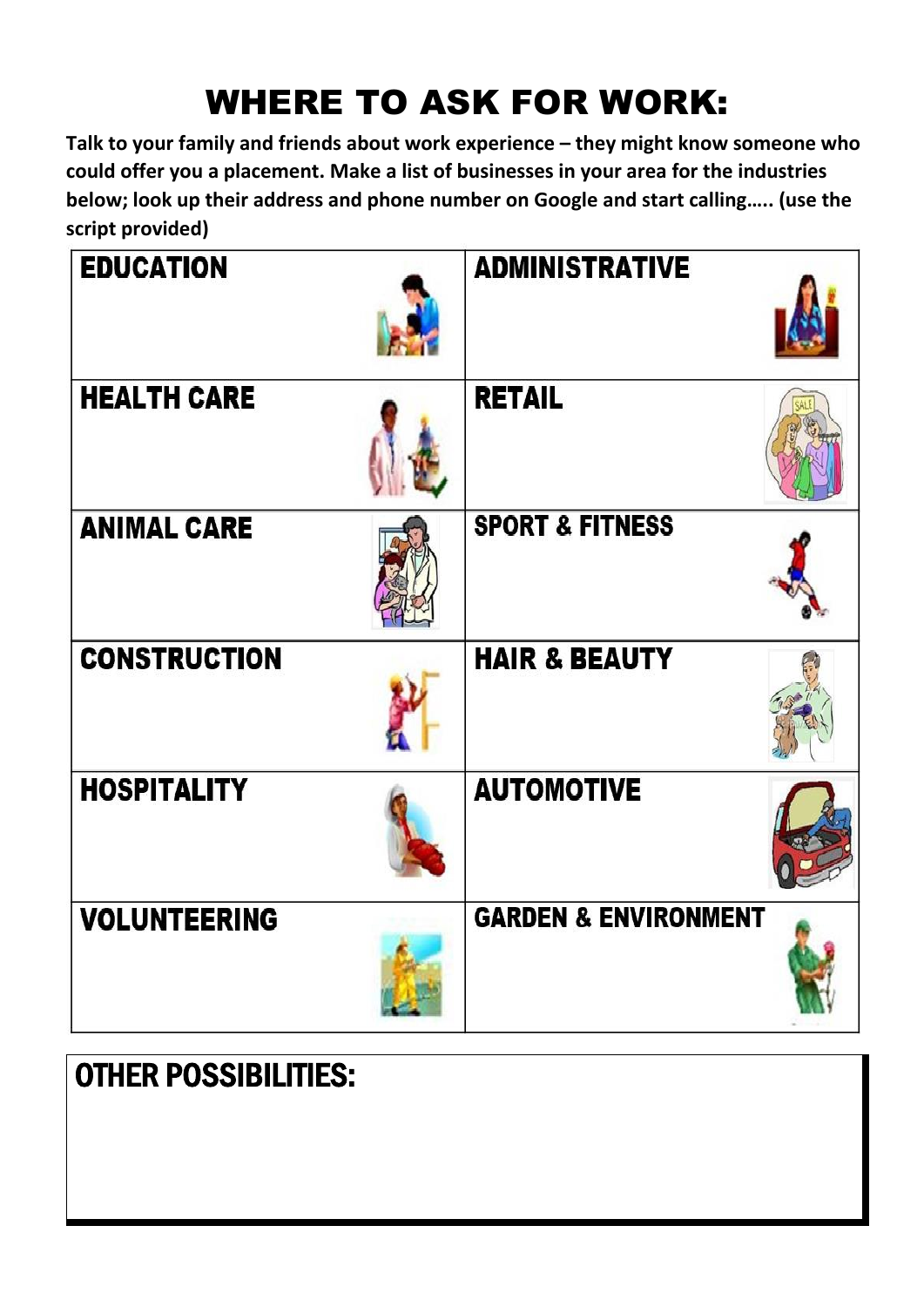# WHERE TO ASK FOR WORK:

**Talk to your family and friends about work experience – they might know someone who could offer you a placement. Make a list of businesses in your area for the industries below; look up their address and phone number on Google and start calling….. (use the script provided)**

| | |
|---|---|
| **EDUCATION** | **ADMINISTRATIVE** |
| **HEALTH CARE** | **RETAIL** |
| **ANIMAL CARE** | **SPORT & FITNESS** |
| **CONSTRUCTION** | **HAIR & BEAUTY** |
| **HOSPITALITY** | **AUTOMOTIVE** |
| **VOLUNTEERING** | **GARDEN & ENVIRONMENT** |

**OTHER POSSIBILITIES:**